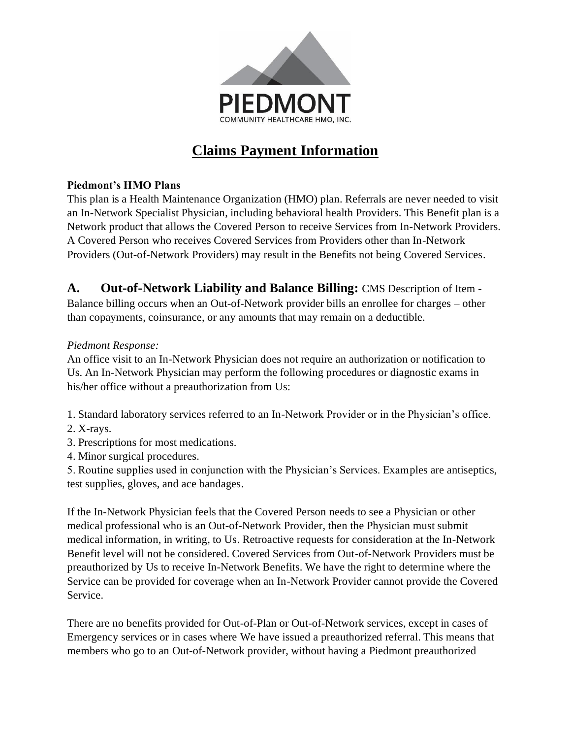PIEDMONT
COMMUNITY HEALTHCARE HMO, INC.

# Claims Payment Information

**Piedmont's HMO Plans**

This plan is a Health Maintenance Organization (HMO) plan. Referrals are never needed to visit an In-Network Specialist Physician, including behavioral health Providers. This Benefit plan is a Network product that allows the Covered Person to receive Services from In-Network Providers. A Covered Person who receives Covered Services from Providers other than In-Network Providers (Out-of-Network Providers) may result in the Benefits not being Covered Services.

## A. Out-of-Network Liability and Balance Billing:

CMS Description of Item - Balance billing occurs when an Out-of-Network provider bills an enrollee for charges – other than copayments, coinsurance, or any amounts that may remain on a deductible.

*Piedmont Response:*

An office visit to an In-Network Physician does not require an authorization or notification to Us. An In-Network Physician may perform the following procedures or diagnostic exams in his/her office without a preauthorization from Us:

1. Standard laboratory services referred to an In-Network Provider or in the Physician's office.
2. X-rays.
3. Prescriptions for most medications.
4. Minor surgical procedures.
5. Routine supplies used in conjunction with the Physician's Services. Examples are antiseptics, test supplies, gloves, and ace bandages.

If the In-Network Physician feels that the Covered Person needs to see a Physician or other medical professional who is an Out-of-Network Provider, then the Physician must submit medical information, in writing, to Us. Retroactive requests for consideration at the In-Network Benefit level will not be considered. Covered Services from Out-of-Network Providers must be preauthorized by Us to receive In-Network Benefits. We have the right to determine where the Service can be provided for coverage when an In-Network Provider cannot provide the Covered Service.

There are no benefits provided for Out-of-Plan or Out-of-Network services, except in cases of Emergency services or in cases where We have issued a preauthorized referral. This means that members who go to an Out-of-Network provider, without having a Piedmont preauthorized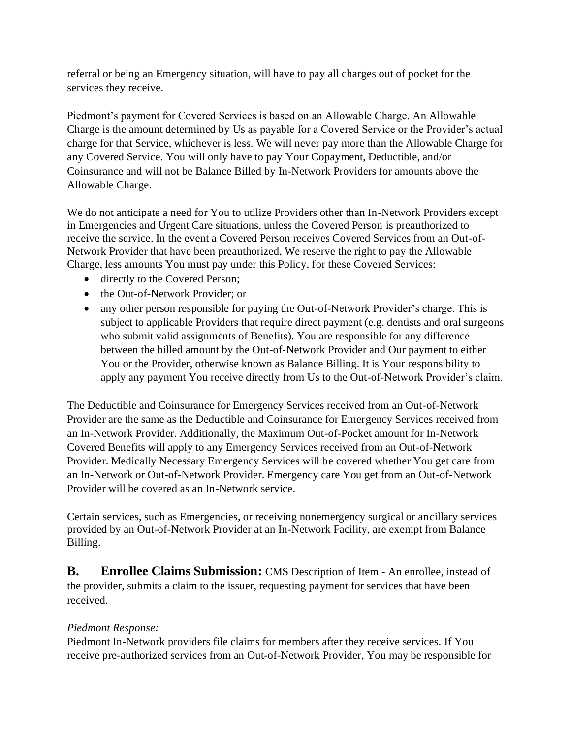referral or being an Emergency situation, will have to pay all charges out of pocket for the services they receive.

Piedmont's payment for Covered Services is based on an Allowable Charge. An Allowable Charge is the amount determined by Us as payable for a Covered Service or the Provider's actual charge for that Service, whichever is less. We will never pay more than the Allowable Charge for any Covered Service. You will only have to pay Your Copayment, Deductible, and/or Coinsurance and will not be Balance Billed by In-Network Providers for amounts above the Allowable Charge.

We do not anticipate a need for You to utilize Providers other than In-Network Providers except in Emergencies and Urgent Care situations, unless the Covered Person is preauthorized to receive the service. In the event a Covered Person receives Covered Services from an Out-of-Network Provider that have been preauthorized, We reserve the right to pay the Allowable Charge, less amounts You must pay under this Policy, for these Covered Services:

- directly to the Covered Person;
- the Out-of-Network Provider; or
- any other person responsible for paying the Out-of-Network Provider's charge. This is subject to applicable Providers that require direct payment (e.g. dentists and oral surgeons who submit valid assignments of Benefits). You are responsible for any difference between the billed amount by the Out-of-Network Provider and Our payment to either You or the Provider, otherwise known as Balance Billing. It is Your responsibility to apply any payment You receive directly from Us to the Out-of-Network Provider's claim.

The Deductible and Coinsurance for Emergency Services received from an Out-of-Network Provider are the same as the Deductible and Coinsurance for Emergency Services received from an In-Network Provider. Additionally, the Maximum Out-of-Pocket amount for In-Network Covered Benefits will apply to any Emergency Services received from an Out-of-Network Provider. Medically Necessary Emergency Services will be covered whether You get care from an In-Network or Out-of-Network Provider. Emergency care You get from an Out-of-Network Provider will be covered as an In-Network service.

Certain services, such as Emergencies, or receiving nonemergency surgical or ancillary services provided by an Out-of-Network Provider at an In-Network Facility, are exempt from Balance Billing.

**B. Enrollee Claims Submission:** CMS Description of Item - An enrollee, instead of the provider, submits a claim to the issuer, requesting payment for services that have been received.

*Piedmont Response:*

Piedmont In-Network providers file claims for members after they receive services. If You receive pre-authorized services from an Out-of-Network Provider, You may be responsible for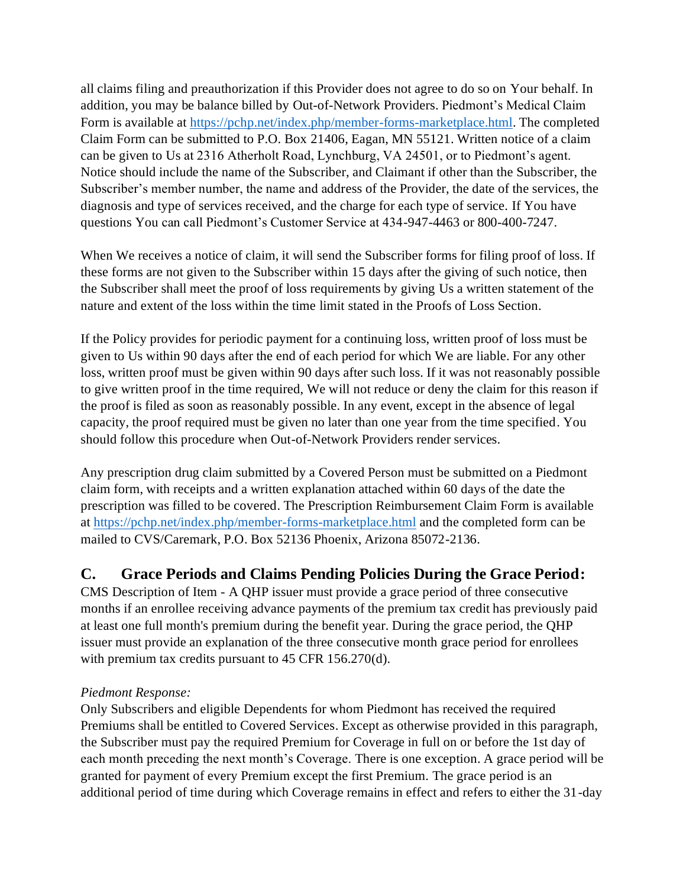all claims filing and preauthorization if this Provider does not agree to do so on Your behalf. In addition, you may be balance billed by Out-of-Network Providers. Piedmont's Medical Claim Form is available at https://pchp.net/index.php/member-forms-marketplace.html. The completed Claim Form can be submitted to P.O. Box 21406, Eagan, MN 55121. Written notice of a claim can be given to Us at 2316 Atherholt Road, Lynchburg, VA 24501, or to Piedmont's agent. Notice should include the name of the Subscriber, and Claimant if other than the Subscriber, the Subscriber's member number, the name and address of the Provider, the date of the services, the diagnosis and type of services received, and the charge for each type of service. If You have questions You can call Piedmont's Customer Service at 434-947-4463 or 800-400-7247.

When We receives a notice of claim, it will send the Subscriber forms for filing proof of loss. If these forms are not given to the Subscriber within 15 days after the giving of such notice, then the Subscriber shall meet the proof of loss requirements by giving Us a written statement of the nature and extent of the loss within the time limit stated in the Proofs of Loss Section.

If the Policy provides for periodic payment for a continuing loss, written proof of loss must be given to Us within 90 days after the end of each period for which We are liable. For any other loss, written proof must be given within 90 days after such loss. If it was not reasonably possible to give written proof in the time required, We will not reduce or deny the claim for this reason if the proof is filed as soon as reasonably possible. In any event, except in the absence of legal capacity, the proof required must be given no later than one year from the time specified. You should follow this procedure when Out-of-Network Providers render services.

Any prescription drug claim submitted by a Covered Person must be submitted on a Piedmont claim form, with receipts and a written explanation attached within 60 days of the date the prescription was filled to be covered. The Prescription Reimbursement Claim Form is available at https://pchp.net/index.php/member-forms-marketplace.html and the completed form can be mailed to CVS/Caremark, P.O. Box 52136 Phoenix, Arizona 85072-2136.

## C. Grace Periods and Claims Pending Policies During the Grace Period:

CMS Description of Item - A QHP issuer must provide a grace period of three consecutive months if an enrollee receiving advance payments of the premium tax credit has previously paid at least one full month's premium during the benefit year. During the grace period, the QHP issuer must provide an explanation of the three consecutive month grace period for enrollees with premium tax credits pursuant to 45 CFR 156.270(d).

*Piedmont Response:*

Only Subscribers and eligible Dependents for whom Piedmont has received the required Premiums shall be entitled to Covered Services. Except as otherwise provided in this paragraph, the Subscriber must pay the required Premium for Coverage in full on or before the 1st day of each month preceding the next month's Coverage. There is one exception. A grace period will be granted for payment of every Premium except the first Premium. The grace period is an additional period of time during which Coverage remains in effect and refers to either the 31-day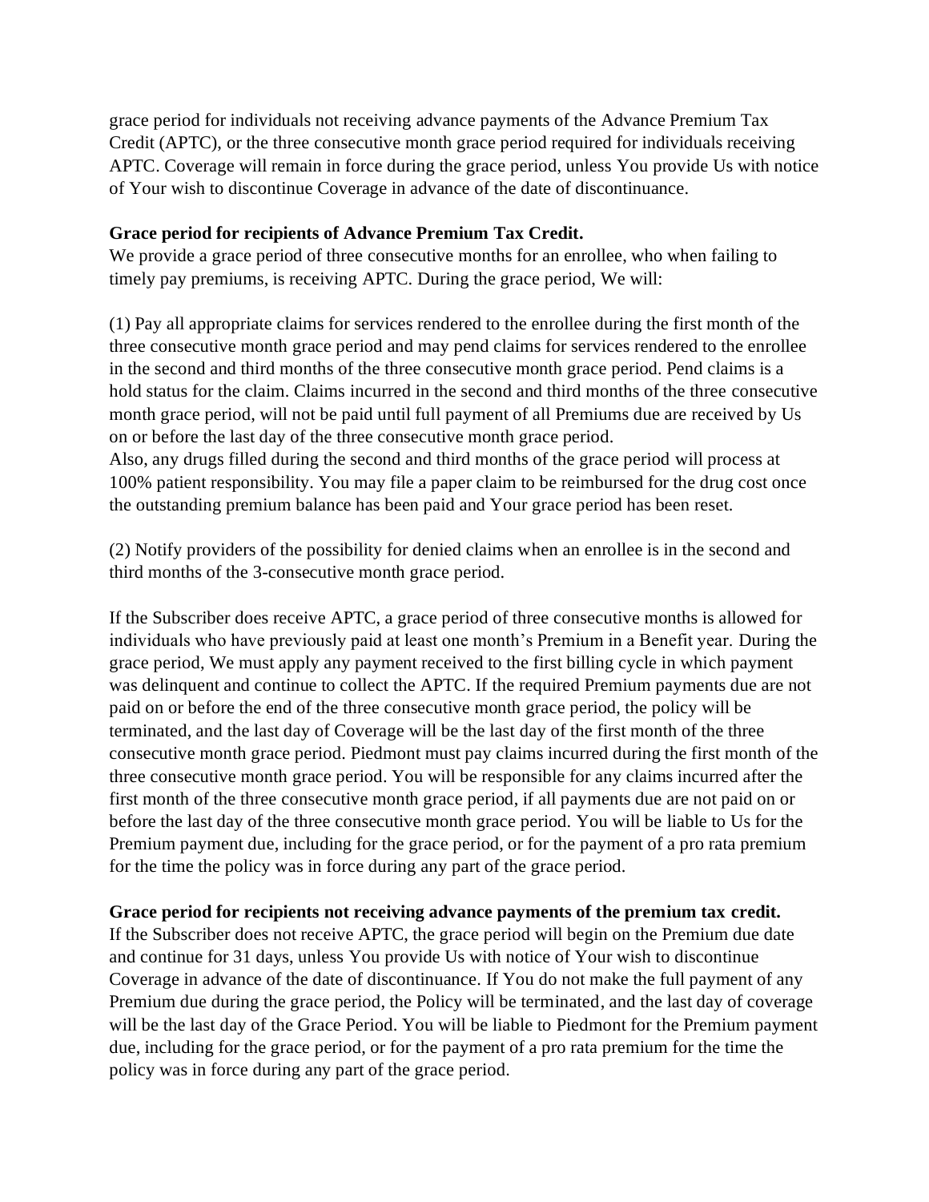grace period for individuals not receiving advance payments of the Advance Premium Tax Credit (APTC), or the three consecutive month grace period required for individuals receiving APTC. Coverage will remain in force during the grace period, unless You provide Us with notice of Your wish to discontinue Coverage in advance of the date of discontinuance.

**Grace period for recipients of Advance Premium Tax Credit.**
We provide a grace period of three consecutive months for an enrollee, who when failing to timely pay premiums, is receiving APTC. During the grace period, We will:

(1) Pay all appropriate claims for services rendered to the enrollee during the first month of the three consecutive month grace period and may pend claims for services rendered to the enrollee in the second and third months of the three consecutive month grace period. Pend claims is a hold status for the claim. Claims incurred in the second and third months of the three consecutive month grace period, will not be paid until full payment of all Premiums due are received by Us on or before the last day of the three consecutive month grace period.
Also, any drugs filled during the second and third months of the grace period will process at 100% patient responsibility. You may file a paper claim to be reimbursed for the drug cost once the outstanding premium balance has been paid and Your grace period has been reset.

(2) Notify providers of the possibility for denied claims when an enrollee is in the second and third months of the 3-consecutive month grace period.

If the Subscriber does receive APTC, a grace period of three consecutive months is allowed for individuals who have previously paid at least one month's Premium in a Benefit year. During the grace period, We must apply any payment received to the first billing cycle in which payment was delinquent and continue to collect the APTC. If the required Premium payments due are not paid on or before the end of the three consecutive month grace period, the policy will be terminated, and the last day of Coverage will be the last day of the first month of the three consecutive month grace period. Piedmont must pay claims incurred during the first month of the three consecutive month grace period. You will be responsible for any claims incurred after the first month of the three consecutive month grace period, if all payments due are not paid on or before the last day of the three consecutive month grace period. You will be liable to Us for the Premium payment due, including for the grace period, or for the payment of a pro rata premium for the time the policy was in force during any part of the grace period.

**Grace period for recipients not receiving advance payments of the premium tax credit.**
If the Subscriber does not receive APTC, the grace period will begin on the Premium due date and continue for 31 days, unless You provide Us with notice of Your wish to discontinue Coverage in advance of the date of discontinuance. If You do not make the full payment of any Premium due during the grace period, the Policy will be terminated, and the last day of coverage will be the last day of the Grace Period. You will be liable to Piedmont for the Premium payment due, including for the grace period, or for the payment of a pro rata premium for the time the policy was in force during any part of the grace period.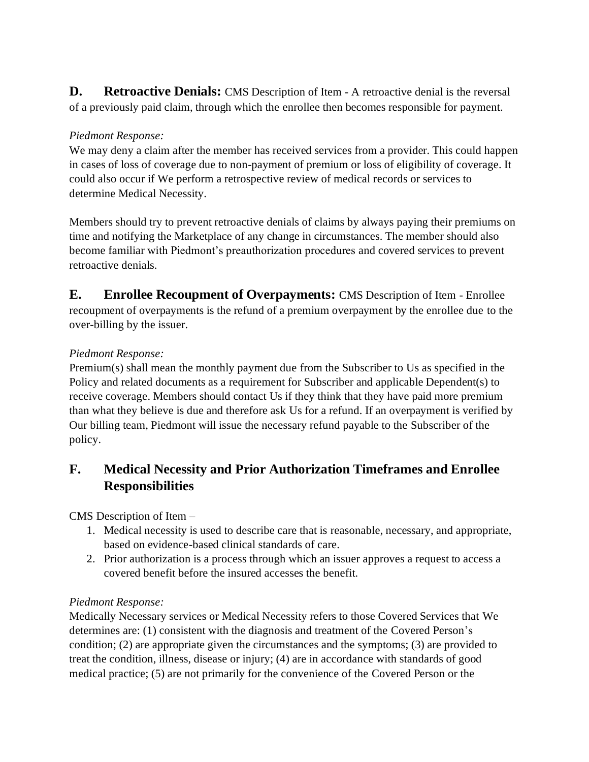## D. Retroactive Denials: CMS Description of Item - A retroactive denial is the reversal of a previously paid claim, through which the enrollee then becomes responsible for payment.

*Piedmont Response:*

We may deny a claim after the member has received services from a provider. This could happen in cases of loss of coverage due to non-payment of premium or loss of eligibility of coverage. It could also occur if We perform a retrospective review of medical records or services to determine Medical Necessity.

Members should try to prevent retroactive denials of claims by always paying their premiums on time and notifying the Marketplace of any change in circumstances. The member should also become familiar with Piedmont's preauthorization procedures and covered services to prevent retroactive denials.

## E. Enrollee Recoupment of Overpayments: CMS Description of Item - Enrollee recoupment of overpayments is the refund of a premium overpayment by the enrollee due to the over-billing by the issuer.

*Piedmont Response:*

Premium(s) shall mean the monthly payment due from the Subscriber to Us as specified in the Policy and related documents as a requirement for Subscriber and applicable Dependent(s) to receive coverage. Members should contact Us if they think that they have paid more premium than what they believe is due and therefore ask Us for a refund. If an overpayment is verified by Our billing team, Piedmont will issue the necessary refund payable to the Subscriber of the policy.

## F. Medical Necessity and Prior Authorization Timeframes and Enrollee Responsibilities

CMS Description of Item –

1. Medical necessity is used to describe care that is reasonable, necessary, and appropriate, based on evidence-based clinical standards of care.
2. Prior authorization is a process through which an issuer approves a request to access a covered benefit before the insured accesses the benefit.

*Piedmont Response:*

Medically Necessary services or Medical Necessity refers to those Covered Services that We determines are: (1) consistent with the diagnosis and treatment of the Covered Person's condition; (2) are appropriate given the circumstances and the symptoms; (3) are provided to treat the condition, illness, disease or injury; (4) are in accordance with standards of good medical practice; (5) are not primarily for the convenience of the Covered Person or the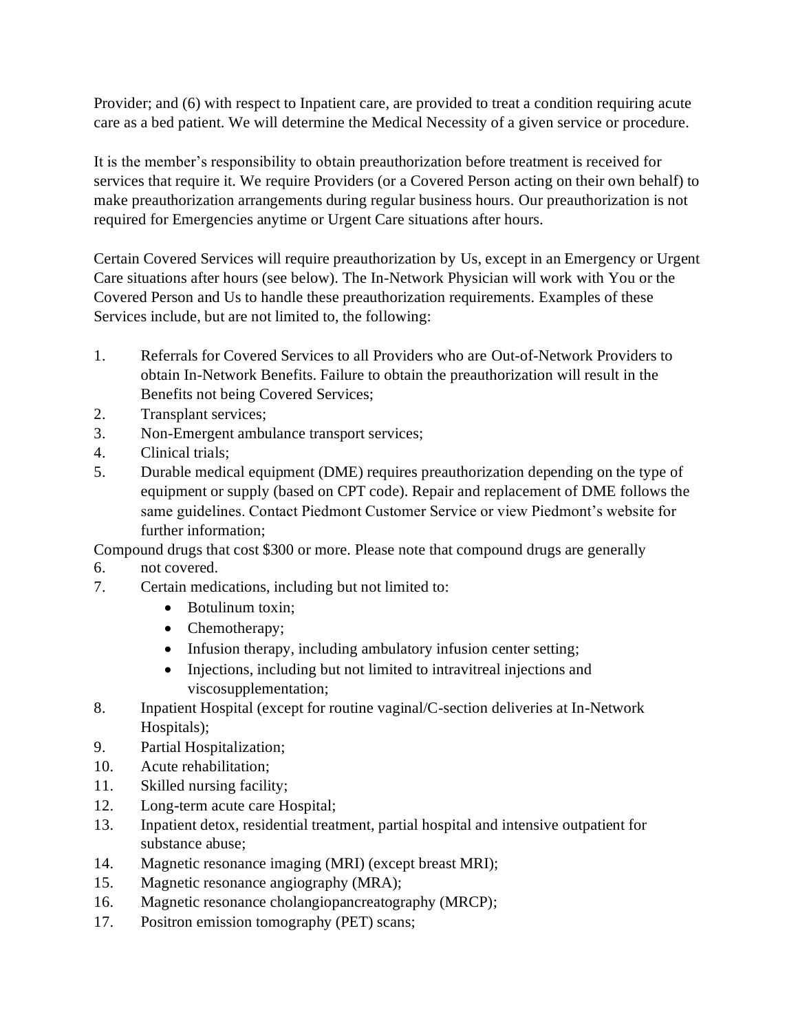Provider; and (6) with respect to Inpatient care, are provided to treat a condition requiring acute care as a bed patient. We will determine the Medical Necessity of a given service or procedure.

It is the member's responsibility to obtain preauthorization before treatment is received for services that require it. We require Providers (or a Covered Person acting on their own behalf) to make preauthorization arrangements during regular business hours. Our preauthorization is not required for Emergencies anytime or Urgent Care situations after hours.

Certain Covered Services will require preauthorization by Us, except in an Emergency or Urgent Care situations after hours (see below). The In-Network Physician will work with You or the Covered Person and Us to handle these preauthorization requirements. Examples of these Services include, but are not limited to, the following:

1. Referrals for Covered Services to all Providers who are Out-of-Network Providers to obtain In-Network Benefits. Failure to obtain the preauthorization will result in the Benefits not being Covered Services;
2. Transplant services;
3. Non-Emergent ambulance transport services;
4. Clinical trials;
5. Durable medical equipment (DME) requires preauthorization depending on the type of equipment or supply (based on CPT code). Repair and replacement of DME follows the same guidelines. Contact Piedmont Customer Service or view Piedmont's website for further information;
6. Compound drugs that cost $300 or more. Please note that compound drugs are generally not covered.
7. Certain medications, including but not limited to:
   - Botulinum toxin;
   - Chemotherapy;
   - Infusion therapy, including ambulatory infusion center setting;
   - Injections, including but not limited to intravitreal injections and viscosupplementation;
8. Inpatient Hospital (except for routine vaginal/C-section deliveries at In-Network Hospitals);
9. Partial Hospitalization;
10. Acute rehabilitation;
11. Skilled nursing facility;
12. Long-term acute care Hospital;
13. Inpatient detox, residential treatment, partial hospital and intensive outpatient for substance abuse;
14. Magnetic resonance imaging (MRI) (except breast MRI);
15. Magnetic resonance angiography (MRA);
16. Magnetic resonance cholangiopancreatography (MRCP);
17. Positron emission tomography (PET) scans;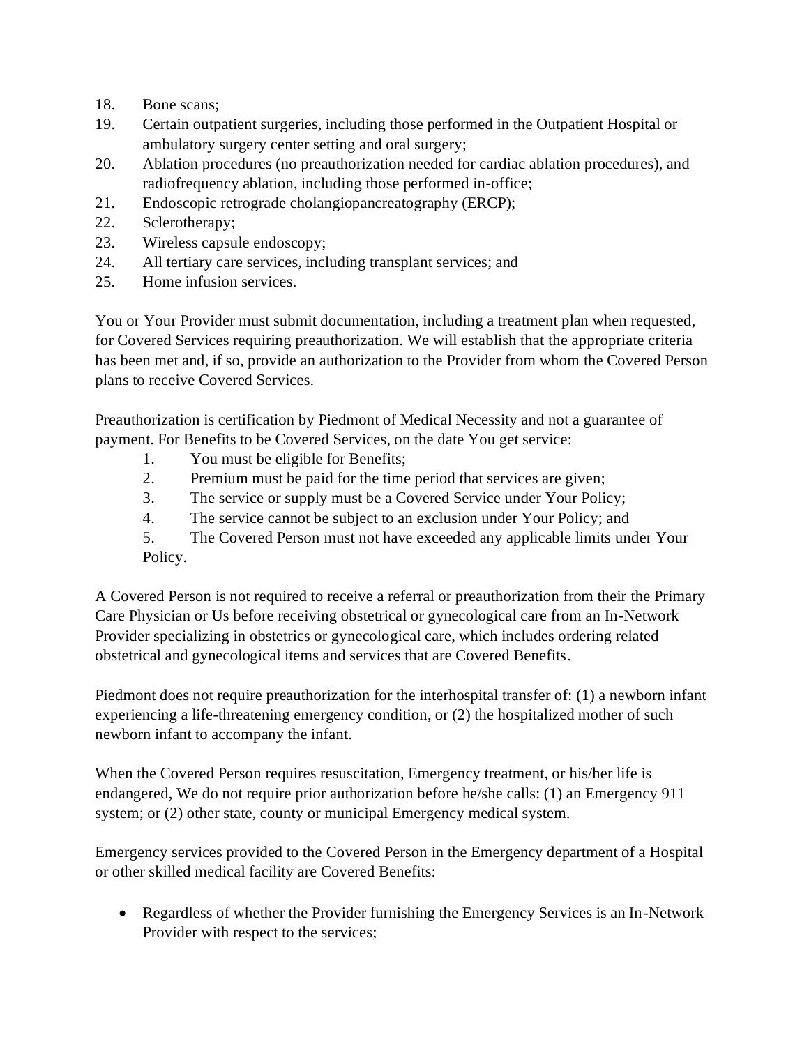18. Bone scans;
19. Certain outpatient surgeries, including those performed in the Outpatient Hospital or ambulatory surgery center setting and oral surgery;
20. Ablation procedures (no preauthorization needed for cardiac ablation procedures), and radiofrequency ablation, including those performed in-office;
21. Endoscopic retrograde cholangiopancreatography (ERCP);
22. Sclerotherapy;
23. Wireless capsule endoscopy;
24. All tertiary care services, including transplant services; and
25. Home infusion services.

You or Your Provider must submit documentation, including a treatment plan when requested, for Covered Services requiring preauthorization. We will establish that the appropriate criteria has been met and, if so, provide an authorization to the Provider from whom the Covered Person plans to receive Covered Services.

Preauthorization is certification by Piedmont of Medical Necessity and not a guarantee of payment. For Benefits to be Covered Services, on the date You get service:

1. You must be eligible for Benefits;
2. Premium must be paid for the time period that services are given;
3. The service or supply must be a Covered Service under Your Policy;
4. The service cannot be subject to an exclusion under Your Policy; and
5. The Covered Person must not have exceeded any applicable limits under Your Policy.

A Covered Person is not required to receive a referral or preauthorization from their the Primary Care Physician or Us before receiving obstetrical or gynecological care from an In-Network Provider specializing in obstetrics or gynecological care, which includes ordering related obstetrical and gynecological items and services that are Covered Benefits.

Piedmont does not require preauthorization for the interhospital transfer of: (1) a newborn infant experiencing a life-threatening emergency condition, or (2) the hospitalized mother of such newborn infant to accompany the infant.

When the Covered Person requires resuscitation, Emergency treatment, or his/her life is endangered, We do not require prior authorization before he/she calls: (1) an Emergency 911 system; or (2) other state, county or municipal Emergency medical system.

Emergency services provided to the Covered Person in the Emergency department of a Hospital or other skilled medical facility are Covered Benefits:

- Regardless of whether the Provider furnishing the Emergency Services is an In-Network Provider with respect to the services;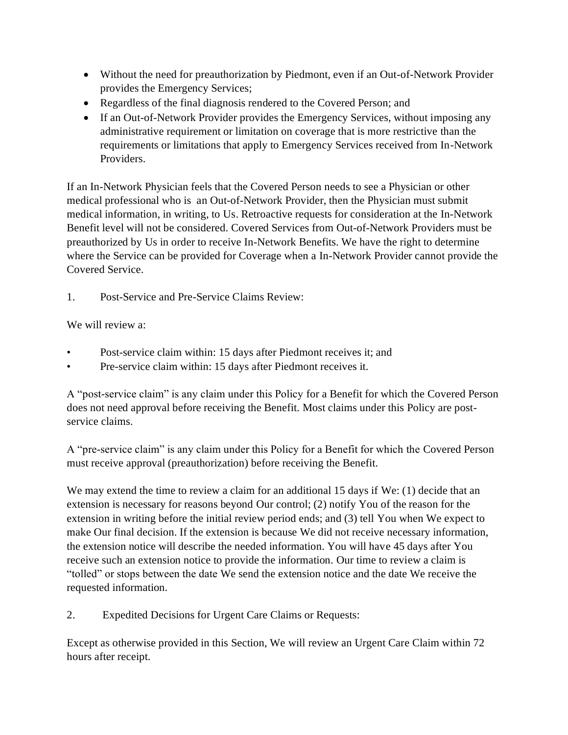- Without the need for preauthorization by Piedmont, even if an Out-of-Network Provider provides the Emergency Services;
- Regardless of the final diagnosis rendered to the Covered Person; and
- If an Out-of-Network Provider provides the Emergency Services, without imposing any administrative requirement or limitation on coverage that is more restrictive than the requirements or limitations that apply to Emergency Services received from In-Network Providers.

If an In-Network Physician feels that the Covered Person needs to see a Physician or other medical professional who is an Out-of-Network Provider, then the Physician must submit medical information, in writing, to Us. Retroactive requests for consideration at the In-Network Benefit level will not be considered. Covered Services from Out-of-Network Providers must be preauthorized by Us in order to receive In-Network Benefits. We have the right to determine where the Service can be provided for Coverage when a In-Network Provider cannot provide the Covered Service.

1. Post-Service and Pre-Service Claims Review:

We will review a:

- Post-service claim within: 15 days after Piedmont receives it; and
- Pre-service claim within: 15 days after Piedmont receives it.

A "post-service claim" is any claim under this Policy for a Benefit for which the Covered Person does not need approval before receiving the Benefit. Most claims under this Policy are post-service claims.

A "pre-service claim" is any claim under this Policy for a Benefit for which the Covered Person must receive approval (preauthorization) before receiving the Benefit.

We may extend the time to review a claim for an additional 15 days if We: (1) decide that an extension is necessary for reasons beyond Our control; (2) notify You of the reason for the extension in writing before the initial review period ends; and (3) tell You when We expect to make Our final decision. If the extension is because We did not receive necessary information, the extension notice will describe the needed information. You will have 45 days after You receive such an extension notice to provide the information. Our time to review a claim is "tolled" or stops between the date We send the extension notice and the date We receive the requested information.

2. Expedited Decisions for Urgent Care Claims or Requests:

Except as otherwise provided in this Section, We will review an Urgent Care Claim within 72 hours after receipt.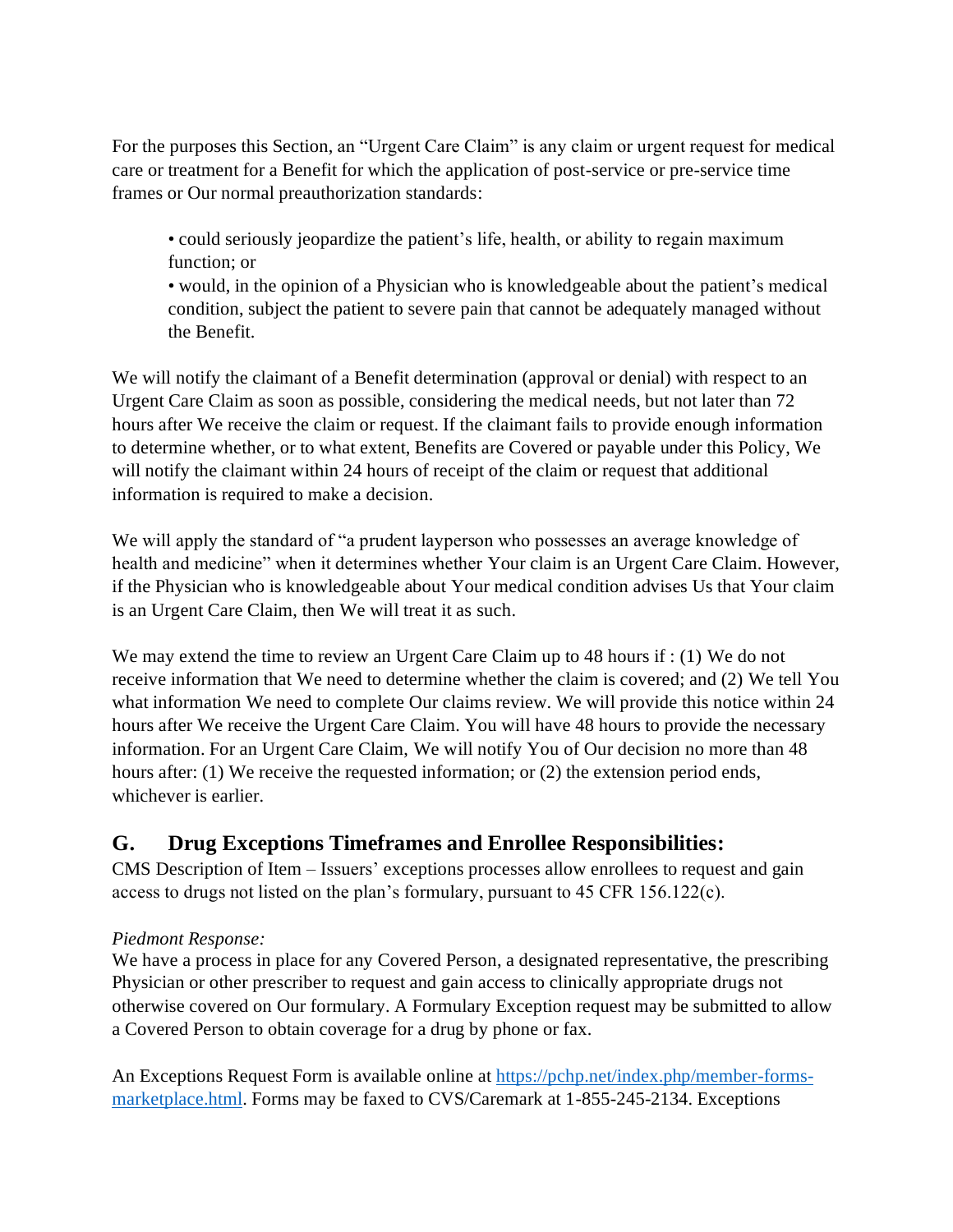For the purposes this Section, an "Urgent Care Claim" is any claim or urgent request for medical care or treatment for a Benefit for which the application of post-service or pre-service time frames or Our normal preauthorization standards:

- could seriously jeopardize the patient's life, health, or ability to regain maximum function; or
- would, in the opinion of a Physician who is knowledgeable about the patient's medical condition, subject the patient to severe pain that cannot be adequately managed without the Benefit.

We will notify the claimant of a Benefit determination (approval or denial) with respect to an Urgent Care Claim as soon as possible, considering the medical needs, but not later than 72 hours after We receive the claim or request. If the claimant fails to provide enough information to determine whether, or to what extent, Benefits are Covered or payable under this Policy, We will notify the claimant within 24 hours of receipt of the claim or request that additional information is required to make a decision.

We will apply the standard of "a prudent layperson who possesses an average knowledge of health and medicine" when it determines whether Your claim is an Urgent Care Claim. However, if the Physician who is knowledgeable about Your medical condition advises Us that Your claim is an Urgent Care Claim, then We will treat it as such.

We may extend the time to review an Urgent Care Claim up to 48 hours if : (1) We do not receive information that We need to determine whether the claim is covered; and (2) We tell You what information We need to complete Our claims review. We will provide this notice within 24 hours after We receive the Urgent Care Claim. You will have 48 hours to provide the necessary information. For an Urgent Care Claim, We will notify You of Our decision no more than 48 hours after: (1) We receive the requested information; or (2) the extension period ends, whichever is earlier.

## G. Drug Exceptions Timeframes and Enrollee Responsibilities:

CMS Description of Item – Issuers' exceptions processes allow enrollees to request and gain access to drugs not listed on the plan's formulary, pursuant to 45 CFR 156.122(c).

*Piedmont Response:*

We have a process in place for any Covered Person, a designated representative, the prescribing Physician or other prescriber to request and gain access to clinically appropriate drugs not otherwise covered on Our formulary. A Formulary Exception request may be submitted to allow a Covered Person to obtain coverage for a drug by phone or fax.

An Exceptions Request Form is available online at [https://pchp.net/index.php/member-forms-marketplace.html](https://pchp.net/index.php/member-forms-marketplace.html). Forms may be faxed to CVS/Caremark at 1-855-245-2134. Exceptions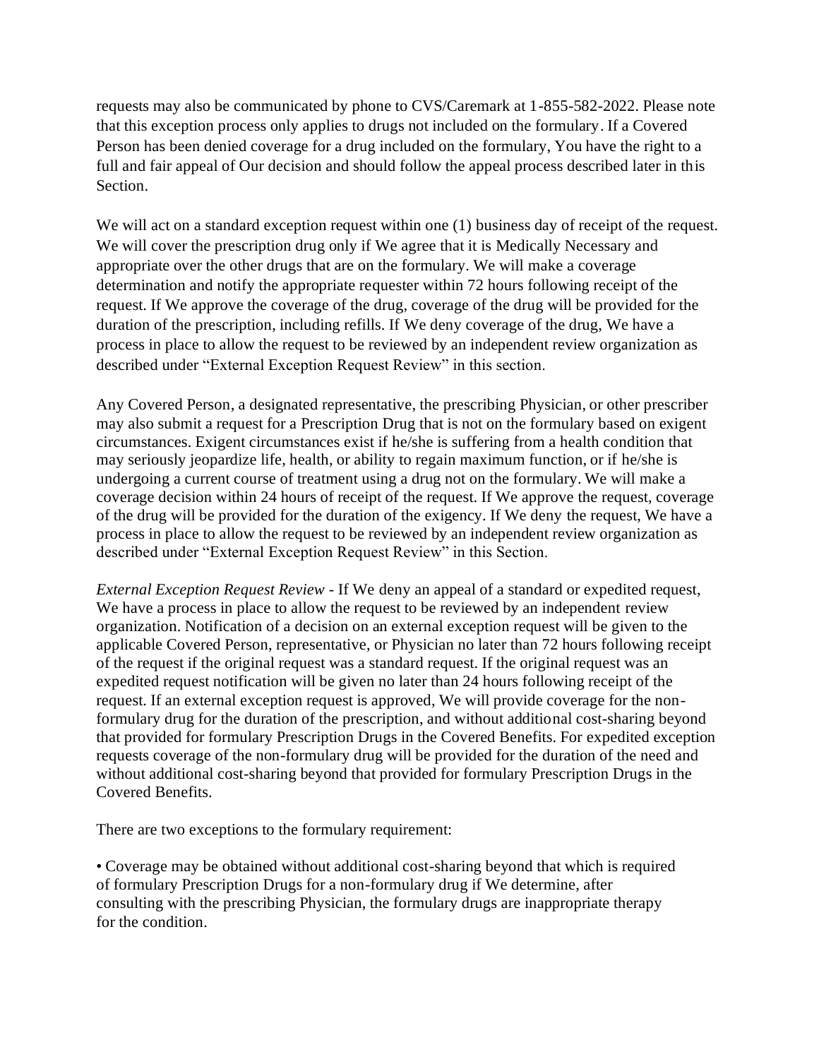requests may also be communicated by phone to CVS/Caremark at 1-855-582-2022. Please note that this exception process only applies to drugs not included on the formulary. If a Covered Person has been denied coverage for a drug included on the formulary, You have the right to a full and fair appeal of Our decision and should follow the appeal process described later in this Section.

We will act on a standard exception request within one (1) business day of receipt of the request. We will cover the prescription drug only if We agree that it is Medically Necessary and appropriate over the other drugs that are on the formulary. We will make a coverage determination and notify the appropriate requester within 72 hours following receipt of the request. If We approve the coverage of the drug, coverage of the drug will be provided for the duration of the prescription, including refills. If We deny coverage of the drug, We have a process in place to allow the request to be reviewed by an independent review organization as described under "External Exception Request Review" in this section.

Any Covered Person, a designated representative, the prescribing Physician, or other prescriber may also submit a request for a Prescription Drug that is not on the formulary based on exigent circumstances. Exigent circumstances exist if he/she is suffering from a health condition that may seriously jeopardize life, health, or ability to regain maximum function, or if he/she is undergoing a current course of treatment using a drug not on the formulary. We will make a coverage decision within 24 hours of receipt of the request. If We approve the request, coverage of the drug will be provided for the duration of the exigency. If We deny the request, We have a process in place to allow the request to be reviewed by an independent review organization as described under "External Exception Request Review" in this Section.

*External Exception Request Review* - If We deny an appeal of a standard or expedited request, We have a process in place to allow the request to be reviewed by an independent review organization. Notification of a decision on an external exception request will be given to the applicable Covered Person, representative, or Physician no later than 72 hours following receipt of the request if the original request was a standard request. If the original request was an expedited request notification will be given no later than 24 hours following receipt of the request. If an external exception request is approved, We will provide coverage for the non-formulary drug for the duration of the prescription, and without additional cost-sharing beyond that provided for formulary Prescription Drugs in the Covered Benefits. For expedited exception requests coverage of the non-formulary drug will be provided for the duration of the need and without additional cost-sharing beyond that provided for formulary Prescription Drugs in the Covered Benefits.

There are two exceptions to the formulary requirement:

- Coverage may be obtained without additional cost-sharing beyond that which is required of formulary Prescription Drugs for a non-formulary drug if We determine, after consulting with the prescribing Physician, the formulary drugs are inappropriate therapy for the condition.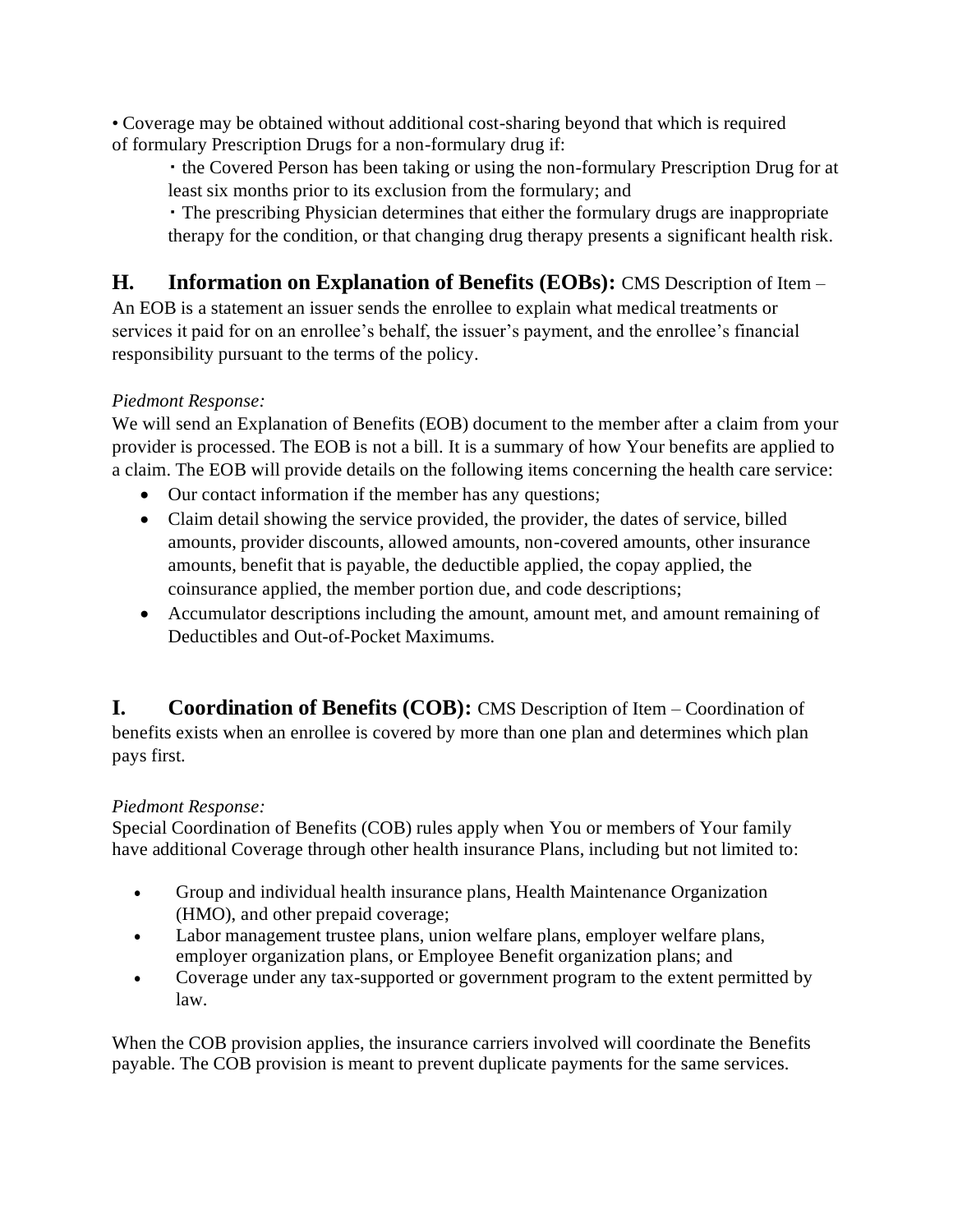- Coverage may be obtained without additional cost-sharing beyond that which is required of formulary Prescription Drugs for a non-formulary drug if:
  - the Covered Person has been taking or using the non-formulary Prescription Drug for at least six months prior to its exclusion from the formulary; and
  - The prescribing Physician determines that either the formulary drugs are inappropriate therapy for the condition, or that changing drug therapy presents a significant health risk.

## H. Information on Explanation of Benefits (EOBs): CMS Description of Item – An EOB is a statement an issuer sends the enrollee to explain what medical treatments or services it paid for on an enrollee's behalf, the issuer's payment, and the enrollee's financial responsibility pursuant to the terms of the policy.

*Piedmont Response:*

We will send an Explanation of Benefits (EOB) document to the member after a claim from your provider is processed. The EOB is not a bill. It is a summary of how Your benefits are applied to a claim. The EOB will provide details on the following items concerning the health care service:

- Our contact information if the member has any questions;
- Claim detail showing the service provided, the provider, the dates of service, billed amounts, provider discounts, allowed amounts, non-covered amounts, other insurance amounts, benefit that is payable, the deductible applied, the copay applied, the coinsurance applied, the member portion due, and code descriptions;
- Accumulator descriptions including the amount, amount met, and amount remaining of Deductibles and Out-of-Pocket Maximums.

## I. Coordination of Benefits (COB): CMS Description of Item – Coordination of benefits exists when an enrollee is covered by more than one plan and determines which plan pays first.

*Piedmont Response:*

Special Coordination of Benefits (COB) rules apply when You or members of Your family have additional Coverage through other health insurance Plans, including but not limited to:

- Group and individual health insurance plans, Health Maintenance Organization (HMO), and other prepaid coverage;
- Labor management trustee plans, union welfare plans, employer welfare plans, employer organization plans, or Employee Benefit organization plans; and
- Coverage under any tax-supported or government program to the extent permitted by law.

When the COB provision applies, the insurance carriers involved will coordinate the Benefits payable. The COB provision is meant to prevent duplicate payments for the same services.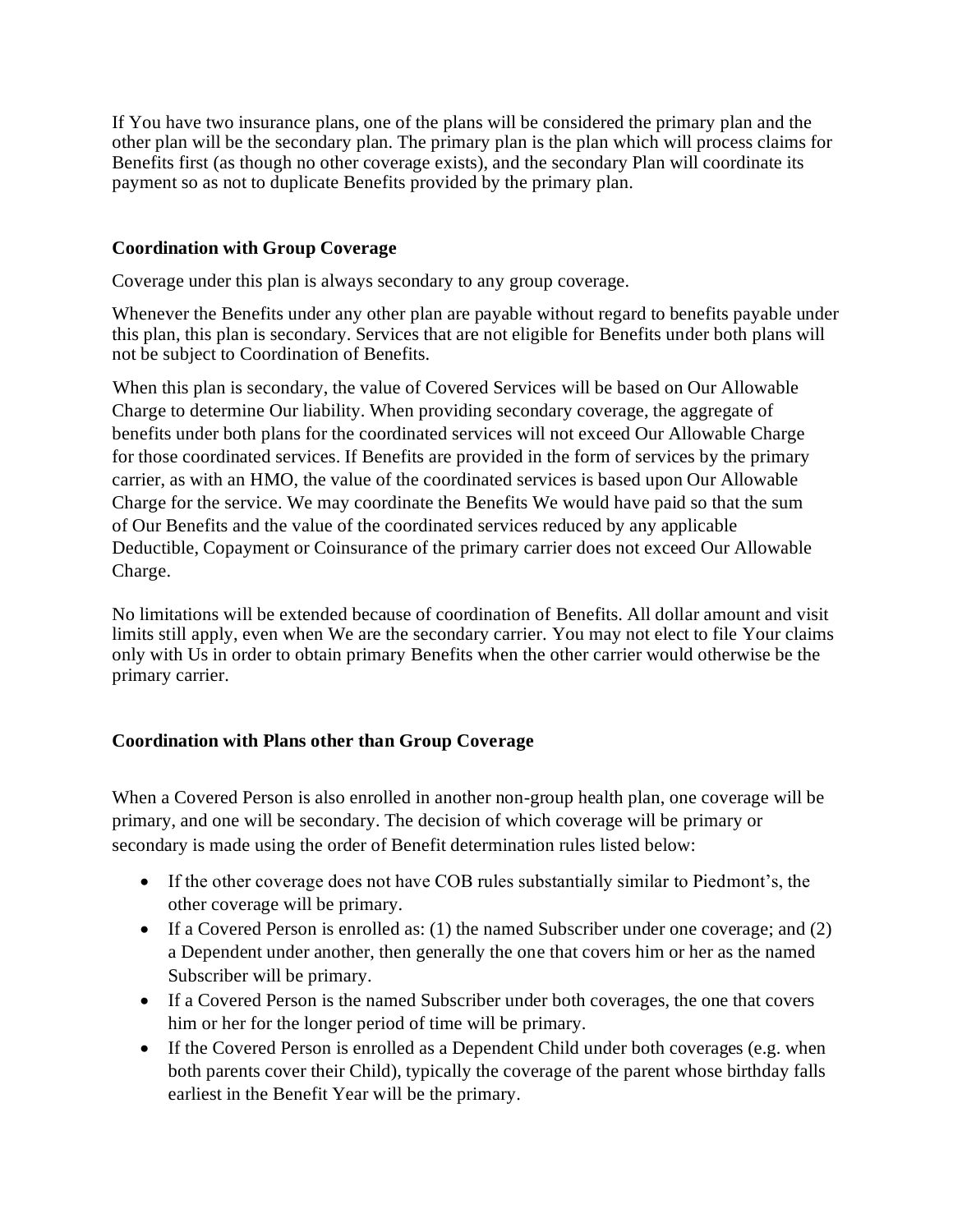If You have two insurance plans, one of the plans will be considered the primary plan and the other plan will be the secondary plan. The primary plan is the plan which will process claims for Benefits first (as though no other coverage exists), and the secondary Plan will coordinate its payment so as not to duplicate Benefits provided by the primary plan.

### Coordination with Group Coverage

Coverage under this plan is always secondary to any group coverage.

Whenever the Benefits under any other plan are payable without regard to benefits payable under this plan, this plan is secondary. Services that are not eligible for Benefits under both plans will not be subject to Coordination of Benefits.

When this plan is secondary, the value of Covered Services will be based on Our Allowable Charge to determine Our liability. When providing secondary coverage, the aggregate of benefits under both plans for the coordinated services will not exceed Our Allowable Charge for those coordinated services. If Benefits are provided in the form of services by the primary carrier, as with an HMO, the value of the coordinated services is based upon Our Allowable Charge for the service. We may coordinate the Benefits We would have paid so that the sum of Our Benefits and the value of the coordinated services reduced by any applicable Deductible, Copayment or Coinsurance of the primary carrier does not exceed Our Allowable Charge.

No limitations will be extended because of coordination of Benefits. All dollar amount and visit limits still apply, even when We are the secondary carrier. You may not elect to file Your claims only with Us in order to obtain primary Benefits when the other carrier would otherwise be the primary carrier.

### Coordination with Plans other than Group Coverage

When a Covered Person is also enrolled in another non-group health plan, one coverage will be primary, and one will be secondary. The decision of which coverage will be primary or secondary is made using the order of Benefit determination rules listed below:

- If the other coverage does not have COB rules substantially similar to Piedmont's, the other coverage will be primary.
- If a Covered Person is enrolled as: (1) the named Subscriber under one coverage; and (2) a Dependent under another, then generally the one that covers him or her as the named Subscriber will be primary.
- If a Covered Person is the named Subscriber under both coverages, the one that covers him or her for the longer period of time will be primary.
- If the Covered Person is enrolled as a Dependent Child under both coverages (e.g. when both parents cover their Child), typically the coverage of the parent whose birthday falls earliest in the Benefit Year will be the primary.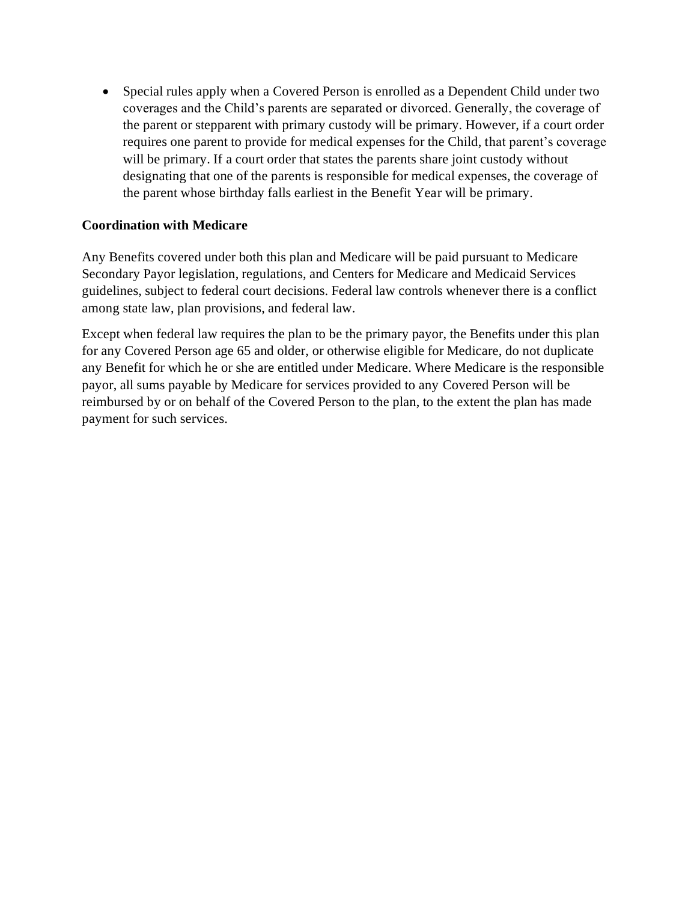- Special rules apply when a Covered Person is enrolled as a Dependent Child under two coverages and the Child's parents are separated or divorced. Generally, the coverage of the parent or stepparent with primary custody will be primary. However, if a court order requires one parent to provide for medical expenses for the Child, that parent's coverage will be primary. If a court order that states the parents share joint custody without designating that one of the parents is responsible for medical expenses, the coverage of the parent whose birthday falls earliest in the Benefit Year will be primary.

**Coordination with Medicare**

Any Benefits covered under both this plan and Medicare will be paid pursuant to Medicare Secondary Payor legislation, regulations, and Centers for Medicare and Medicaid Services guidelines, subject to federal court decisions. Federal law controls whenever there is a conflict among state law, plan provisions, and federal law.

Except when federal law requires the plan to be the primary payor, the Benefits under this plan for any Covered Person age 65 and older, or otherwise eligible for Medicare, do not duplicate any Benefit for which he or she are entitled under Medicare. Where Medicare is the responsible payor, all sums payable by Medicare for services provided to any Covered Person will be reimbursed by or on behalf of the Covered Person to the plan, to the extent the plan has made payment for such services.